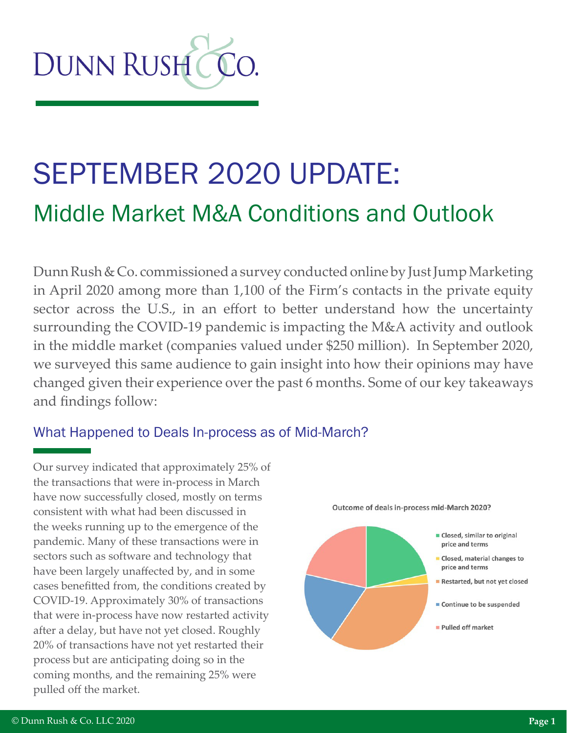# DUNN RUSH & CO.

# SEPTEMBER 2020 UPDATE:

## Middle Market M&A Conditions and Outlook

Dunn Rush & Co. commissioned a survey conducted online by Just Jump Marketing in April 2020 among more than 1,100 of the Firm's contacts in the private equity sector across the U.S., in an effort to better understand how the uncertainty surrounding the COVID-19 pandemic is impacting the M&A activity and outlook in the middle market (companies valued under $250 million). In September 2020, we surveyed this same audience to gain insight into how their opinions may have changed given their experience over the past 6 months. Some of our key takeaways and findings follow:

### What Happened to Deals In-process as of Mid-March?

Our survey indicated that approximately 25% of the transactions that were in-process in March have now successfully closed, mostly on terms consistent with what had been discussed in the weeks running up to the emergence of the pandemic. Many of these transactions were in sectors such as software and technology that have been largely unaffected by, and in some cases benefitted from, the conditions created by COVID-19. Approximately 30% of transactions that were in-process have now restarted activity after a delay, but have not yet closed. Roughly 20% of transactions have not yet restarted their process but are anticipating doing so in the coming months, and the remaining 25% were pulled off the market.

**Outcome of deals in-process mid-March 2020?**

- Closed, similar to original price and terms
- Closed, material changes to price and terms
- Restarted, but not yet closed
- Continue to be suspended
- Pulled off market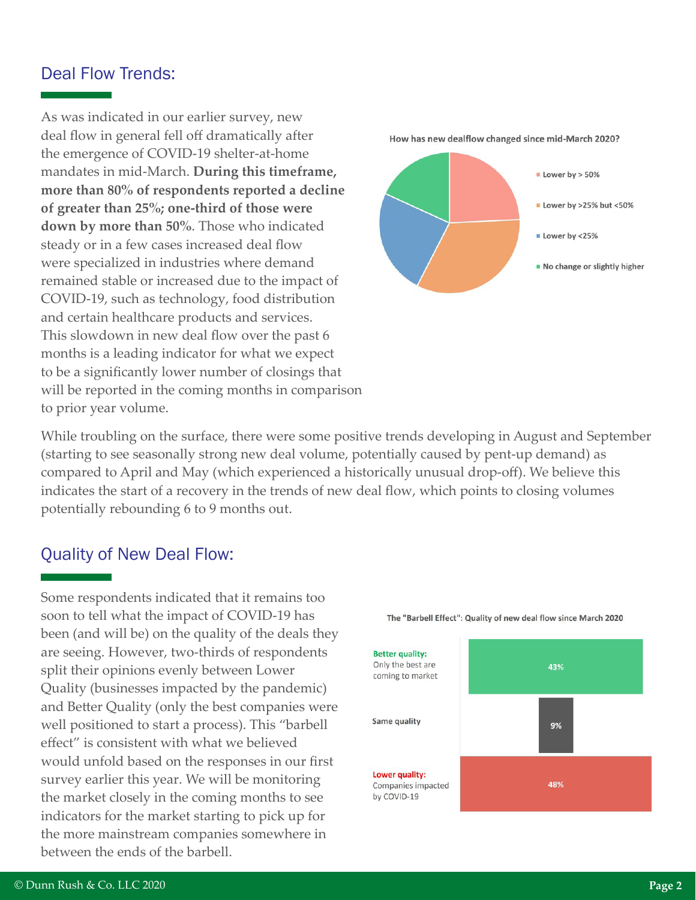## Deal Flow Trends:

As was indicated in our earlier survey, new deal flow in general fell off dramatically after the emergence of COVID-19 shelter-at-home mandates in mid-March. **During this timeframe, more than 80% of respondents reported a decline of greater than 25%; one-third of those were down by more than 50%**. Those who indicated steady or in a few cases increased deal flow were specialized in industries where demand remained stable or increased due to the impact of COVID-19, such as technology, food distribution and certain healthcare products and services. This slowdown in new deal flow over the past 6 months is a leading indicator for what we expect to be a significantly lower number of closings that will be reported in the coming months in comparison to prior year volume.

How has new dealflow changed since mid-March 2020?

- Lower by > 50%
- Lower by >25% but <50%
- Lower by <25%
- No change or slightly higher

While troubling on the surface, there were some positive trends developing in August and September (starting to see seasonally strong new deal volume, potentially caused by pent-up demand) as compared to April and May (which experienced a historically unusual drop-off). We believe this indicates the start of a recovery in the trends of new deal flow, which points to closing volumes potentially rebounding 6 to 9 months out.

## Quality of New Deal Flow:

Some respondents indicated that it remains too soon to tell what the impact of COVID-19 has been (and will be) on the quality of the deals they are seeing. However, two-thirds of respondents split their opinions evenly between Lower Quality (businesses impacted by the pandemic) and Better Quality (only the best companies were well positioned to start a process). This "barbell effect" is consistent with what we believed would unfold based on the responses in our first survey earlier this year. We will be monitoring the market closely in the coming months to see indicators for the market starting to pick up for the more mainstream companies somewhere in between the ends of the barbell.

The "Barbell Effect": Quality of new deal flow since March 2020

| Quality | Share |
|---|---|
| **Better quality:** Only the best are coming to market | 43% |
| Same quality | 9% |
| **Lower quality:** Companies impacted by COVID-19 | 48% |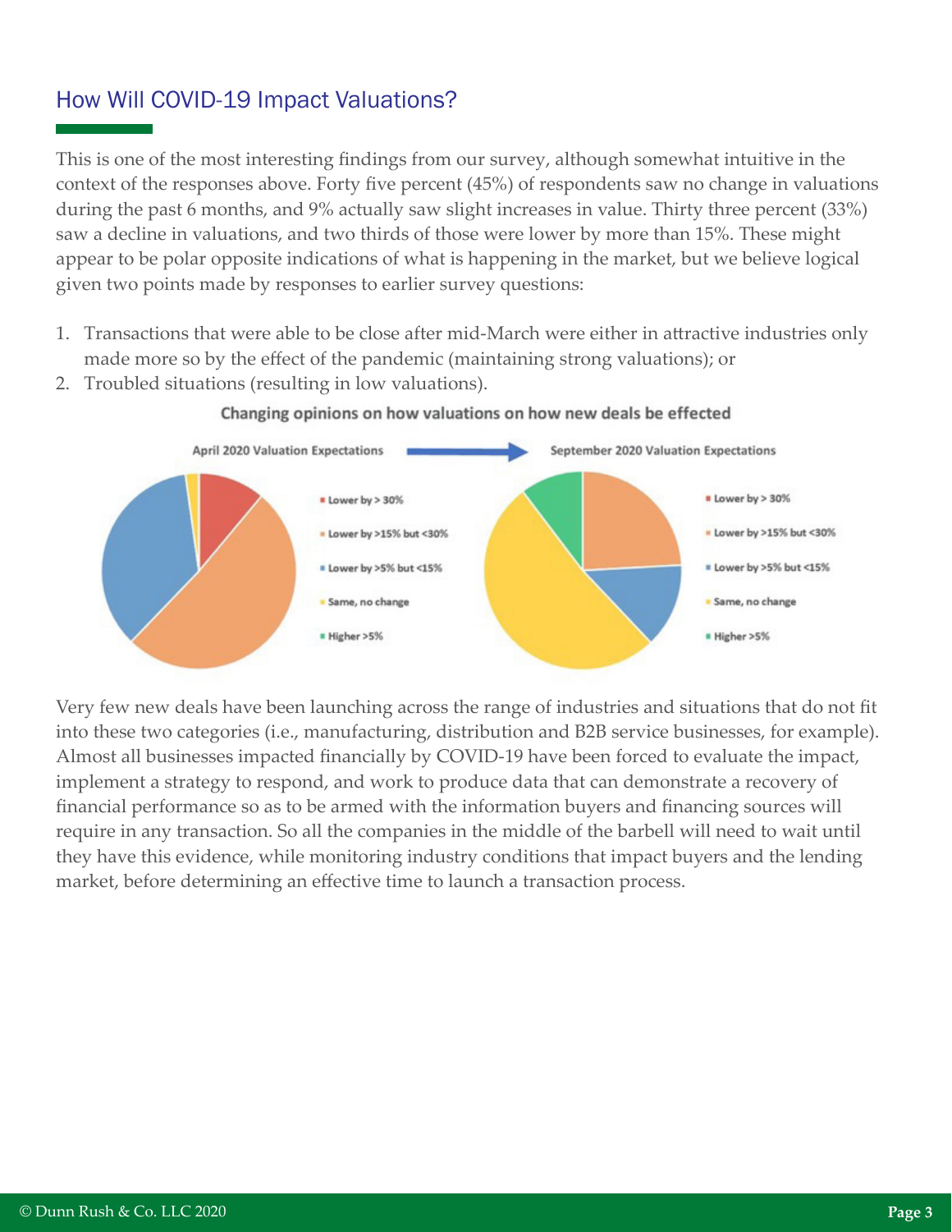## How Will COVID-19 Impact Valuations?

This is one of the most interesting findings from our survey, although somewhat intuitive in the context of the responses above. Forty five percent (45%) of respondents saw no change in valuations during the past 6 months, and 9% actually saw slight increases in value. Thirty three percent (33%) saw a decline in valuations, and two thirds of those were lower by more than 15%. These might appear to be polar opposite indications of what is happening in the market, but we believe logical given two points made by responses to earlier survey questions:

1. Transactions that were able to be close after mid-March were either in attractive industries only made more so by the effect of the pandemic (maintaining strong valuations); or
2. Troubled situations (resulting in low valuations).

**Changing opinions on how valuations on how new deals be effected**

April 2020 Valuation Expectations → September 2020 Valuation Expectations

- Lower by > 30%
- Lower by >15% but <30%
- Lower by >5% but <15%
- Same, no change
- Higher >5%

Very few new deals have been launching across the range of industries and situations that do not fit into these two categories (i.e., manufacturing, distribution and B2B service businesses, for example). Almost all businesses impacted financially by COVID-19 have been forced to evaluate the impact, implement a strategy to respond, and work to produce data that can demonstrate a recovery of financial performance so as to be armed with the information buyers and financing sources will require in any transaction. So all the companies in the middle of the barbell will need to wait until they have this evidence, while monitoring industry conditions that impact buyers and the lending market, before determining an effective time to launch a transaction process.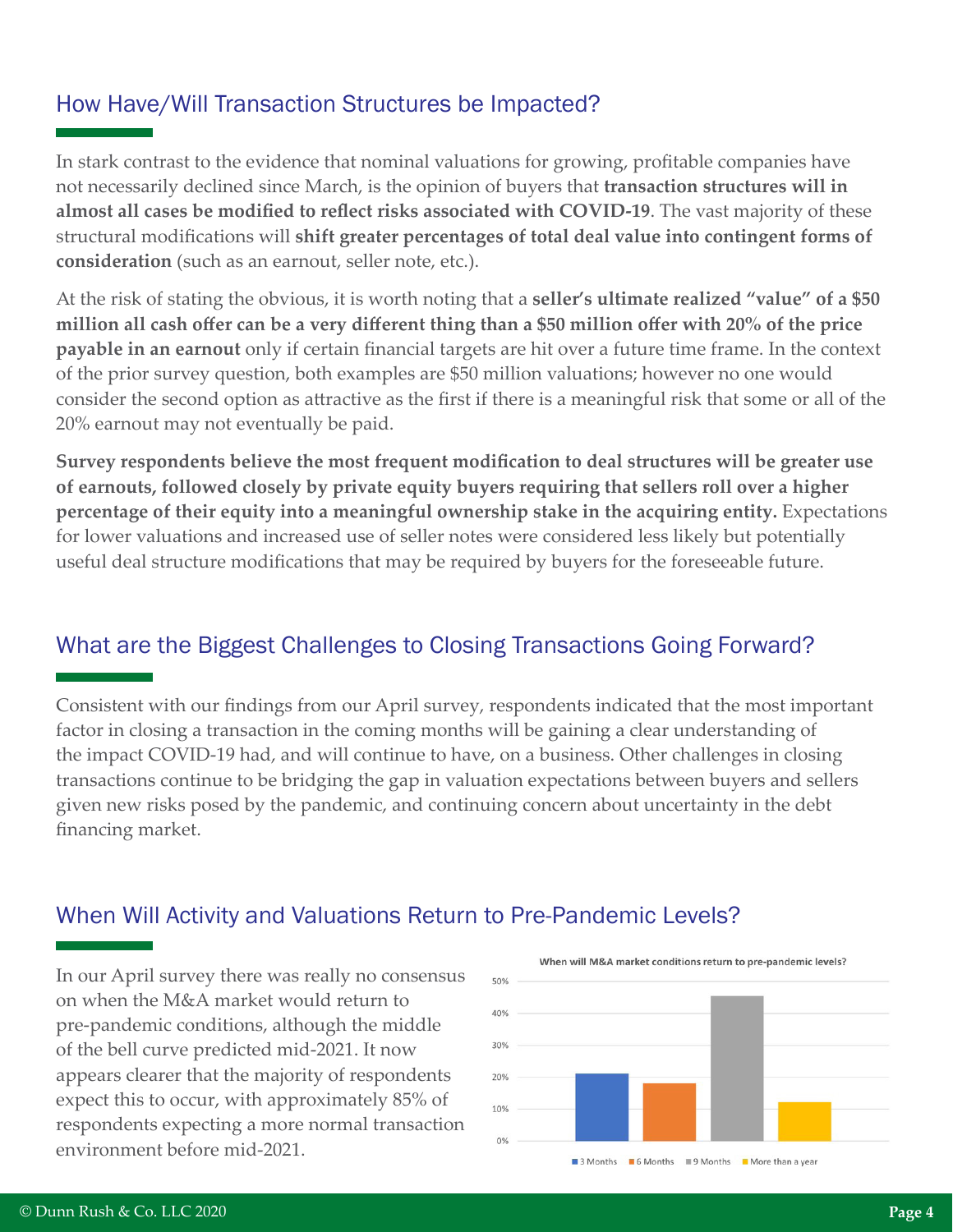## How Have/Will Transaction Structures be Impacted?

In stark contrast to the evidence that nominal valuations for growing, profitable companies have not necessarily declined since March, is the opinion of buyers that **transaction structures will in almost all cases be modified to reflect risks associated with COVID-19**. The vast majority of these structural modifications will **shift greater percentages of total deal value into contingent forms of consideration** (such as an earnout, seller note, etc.).

At the risk of stating the obvious, it is worth noting that a **seller's ultimate realized "value" of a $50 million all cash offer can be a very different thing than a $50 million offer with 20% of the price payable in an earnout** only if certain financial targets are hit over a future time frame. In the context of the prior survey question, both examples are $50 million valuations; however no one would consider the second option as attractive as the first if there is a meaningful risk that some or all of the 20% earnout may not eventually be paid.

**Survey respondents believe the most frequent modification to deal structures will be greater use of earnouts, followed closely by private equity buyers requiring that sellers roll over a higher percentage of their equity into a meaningful ownership stake in the acquiring entity.** Expectations for lower valuations and increased use of seller notes were considered less likely but potentially useful deal structure modifications that may be required by buyers for the foreseeable future.

## What are the Biggest Challenges to Closing Transactions Going Forward?

Consistent with our findings from our April survey, respondents indicated that the most important factor in closing a transaction in the coming months will be gaining a clear understanding of the impact COVID-19 had, and will continue to have, on a business. Other challenges in closing transactions continue to be bridging the gap in valuation expectations between buyers and sellers given new risks posed by the pandemic, and continuing concern about uncertainty in the debt financing market.

## When Will Activity and Valuations Return to Pre-Pandemic Levels?

In our April survey there was really no consensus on when the M&A market would return to pre-pandemic conditions, although the middle of the bell curve predicted mid-2021. It now appears clearer that the majority of respondents expect this to occur, with approximately 85% of respondents expecting a more normal transaction environment before mid-2021.

**When will M&A market conditions return to pre-pandemic levels?**

| Response | Approx. % |
|---|---|
| 3 Months | ~21% |
| 6 Months | ~18% |
| 9 Months | ~45% |
| More than a year | ~12% |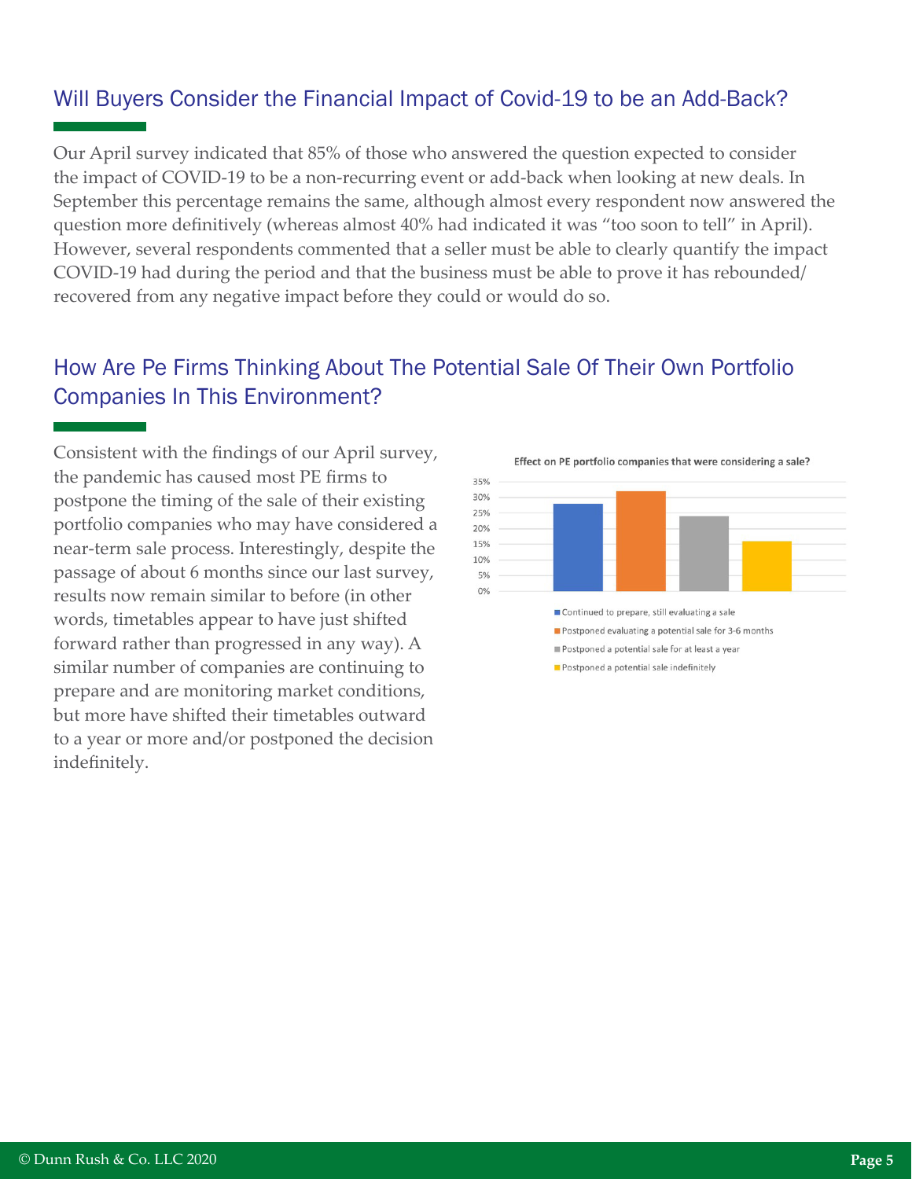## Will Buyers Consider the Financial Impact of Covid-19 to be an Add-Back?

Our April survey indicated that 85% of those who answered the question expected to consider the impact of COVID-19 to be a non-recurring event or add-back when looking at new deals. In September this percentage remains the same, although almost every respondent now answered the question more definitively (whereas almost 40% had indicated it was "too soon to tell" in April). However, several respondents commented that a seller must be able to clearly quantify the impact COVID-19 had during the period and that the business must be able to prove it has rebounded/ recovered from any negative impact before they could or would do so.

## How Are Pe Firms Thinking About The Potential Sale Of Their Own Portfolio Companies In This Environment?

Consistent with the findings of our April survey, the pandemic has caused most PE firms to postpone the timing of the sale of their existing portfolio companies who may have considered a near-term sale process. Interestingly, despite the passage of about 6 months since our last survey, results now remain similar to before (in other words, timetables appear to have just shifted forward rather than progressed in any way). A similar number of companies are continuing to prepare and are monitoring market conditions, but more have shifted their timetables outward to a year or more and/or postponed the decision indefinitely.

**Effect on PE portfolio companies that were considering a sale?**

- Continued to prepare, still evaluating a sale
- Postponed evaluating a potential sale for 3-6 months
- Postponed a potential sale for at least a year
- Postponed a potential sale indefinitely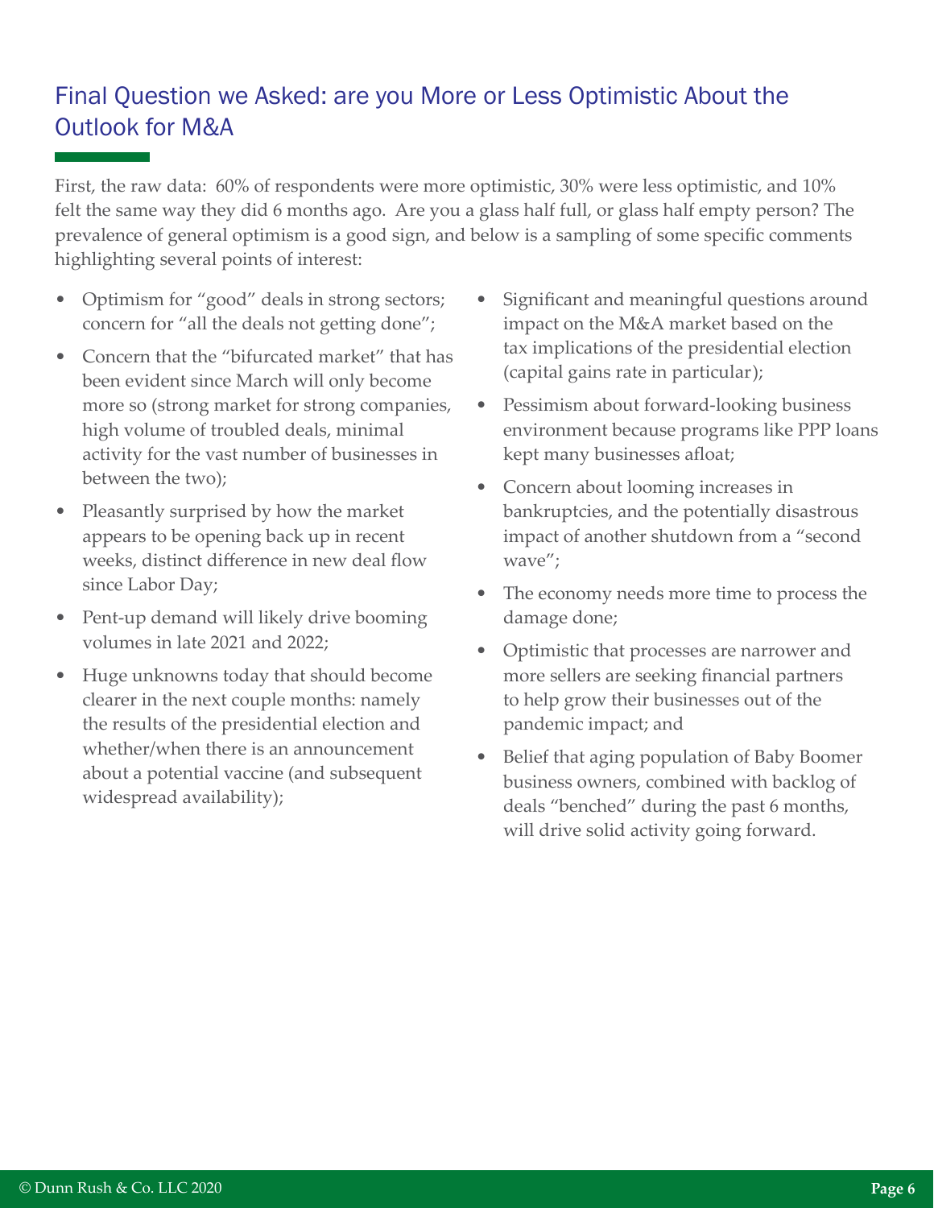## Final Question we Asked: are you More or Less Optimistic About the Outlook for M&A

First, the raw data: 60% of respondents were more optimistic, 30% were less optimistic, and 10% felt the same way they did 6 months ago. Are you a glass half full, or glass half empty person? The prevalence of general optimism is a good sign, and below is a sampling of some specific comments highlighting several points of interest:

- Optimism for "good" deals in strong sectors; concern for "all the deals not getting done";
- Concern that the "bifurcated market" that has been evident since March will only become more so (strong market for strong companies, high volume of troubled deals, minimal activity for the vast number of businesses in between the two);
- Pleasantly surprised by how the market appears to be opening back up in recent weeks, distinct difference in new deal flow since Labor Day;
- Pent-up demand will likely drive booming volumes in late 2021 and 2022;
- Huge unknowns today that should become clearer in the next couple months: namely the results of the presidential election and whether/when there is an announcement about a potential vaccine (and subsequent widespread availability);
- Significant and meaningful questions around impact on the M&A market based on the tax implications of the presidential election (capital gains rate in particular);
- Pessimism about forward-looking business environment because programs like PPP loans kept many businesses afloat;
- Concern about looming increases in bankruptcies, and the potentially disastrous impact of another shutdown from a "second wave";
- The economy needs more time to process the damage done;
- Optimistic that processes are narrower and more sellers are seeking financial partners to help grow their businesses out of the pandemic impact; and
- Belief that aging population of Baby Boomer business owners, combined with backlog of deals "benched" during the past 6 months, will drive solid activity going forward.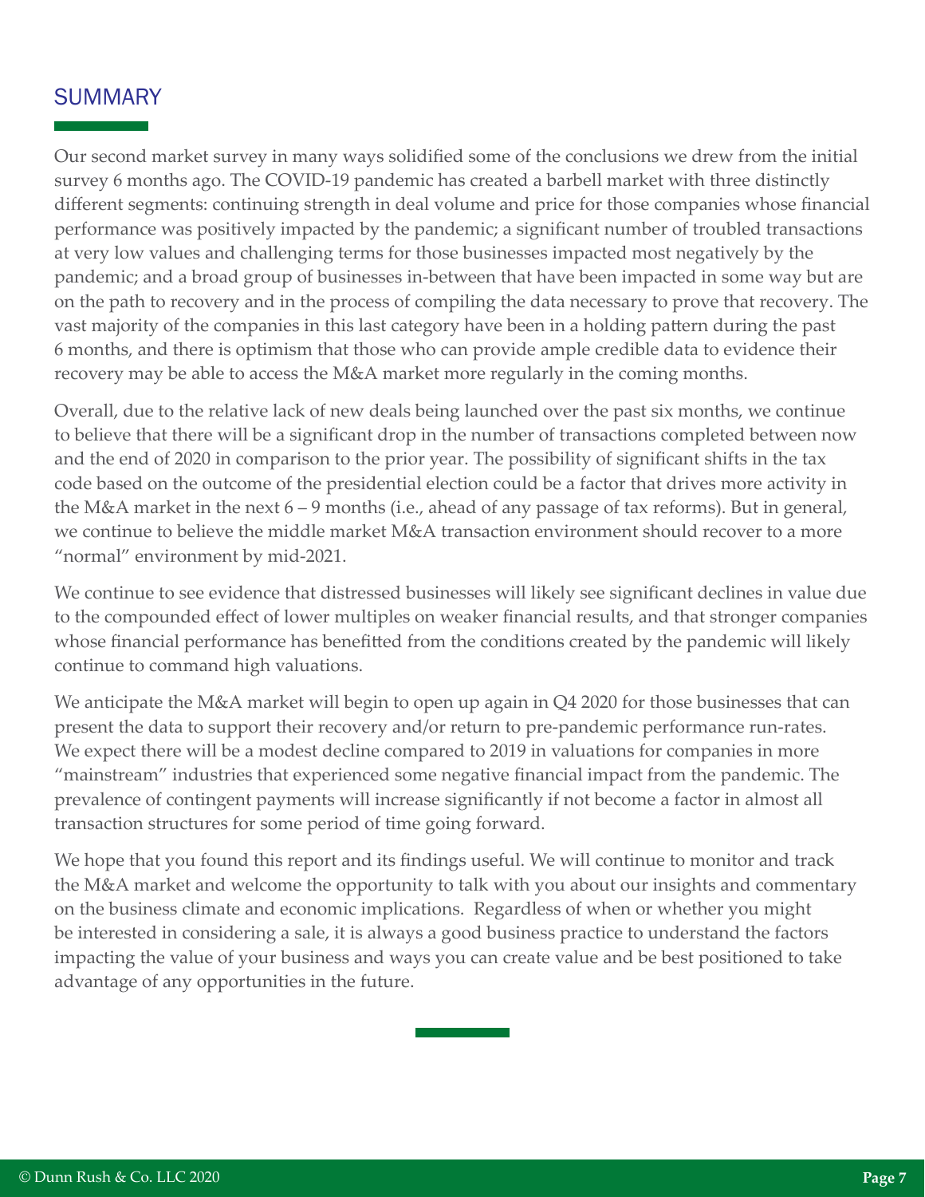## SUMMARY

Our second market survey in many ways solidified some of the conclusions we drew from the initial survey 6 months ago. The COVID-19 pandemic has created a barbell market with three distinctly different segments: continuing strength in deal volume and price for those companies whose financial performance was positively impacted by the pandemic; a significant number of troubled transactions at very low values and challenging terms for those businesses impacted most negatively by the pandemic; and a broad group of businesses in-between that have been impacted in some way but are on the path to recovery and in the process of compiling the data necessary to prove that recovery. The vast majority of the companies in this last category have been in a holding pattern during the past 6 months, and there is optimism that those who can provide ample credible data to evidence their recovery may be able to access the M&A market more regularly in the coming months.

Overall, due to the relative lack of new deals being launched over the past six months, we continue to believe that there will be a significant drop in the number of transactions completed between now and the end of 2020 in comparison to the prior year. The possibility of significant shifts in the tax code based on the outcome of the presidential election could be a factor that drives more activity in the M&A market in the next 6 – 9 months (i.e., ahead of any passage of tax reforms). But in general, we continue to believe the middle market M&A transaction environment should recover to a more "normal" environment by mid-2021.

We continue to see evidence that distressed businesses will likely see significant declines in value due to the compounded effect of lower multiples on weaker financial results, and that stronger companies whose financial performance has benefitted from the conditions created by the pandemic will likely continue to command high valuations.

We anticipate the M&A market will begin to open up again in Q4 2020 for those businesses that can present the data to support their recovery and/or return to pre-pandemic performance run-rates. We expect there will be a modest decline compared to 2019 in valuations for companies in more "mainstream" industries that experienced some negative financial impact from the pandemic. The prevalence of contingent payments will increase significantly if not become a factor in almost all transaction structures for some period of time going forward.

We hope that you found this report and its findings useful. We will continue to monitor and track the M&A market and welcome the opportunity to talk with you about our insights and commentary on the business climate and economic implications. Regardless of when or whether you might be interested in considering a sale, it is always a good business practice to understand the factors impacting the value of your business and ways you can create value and be best positioned to take advantage of any opportunities in the future.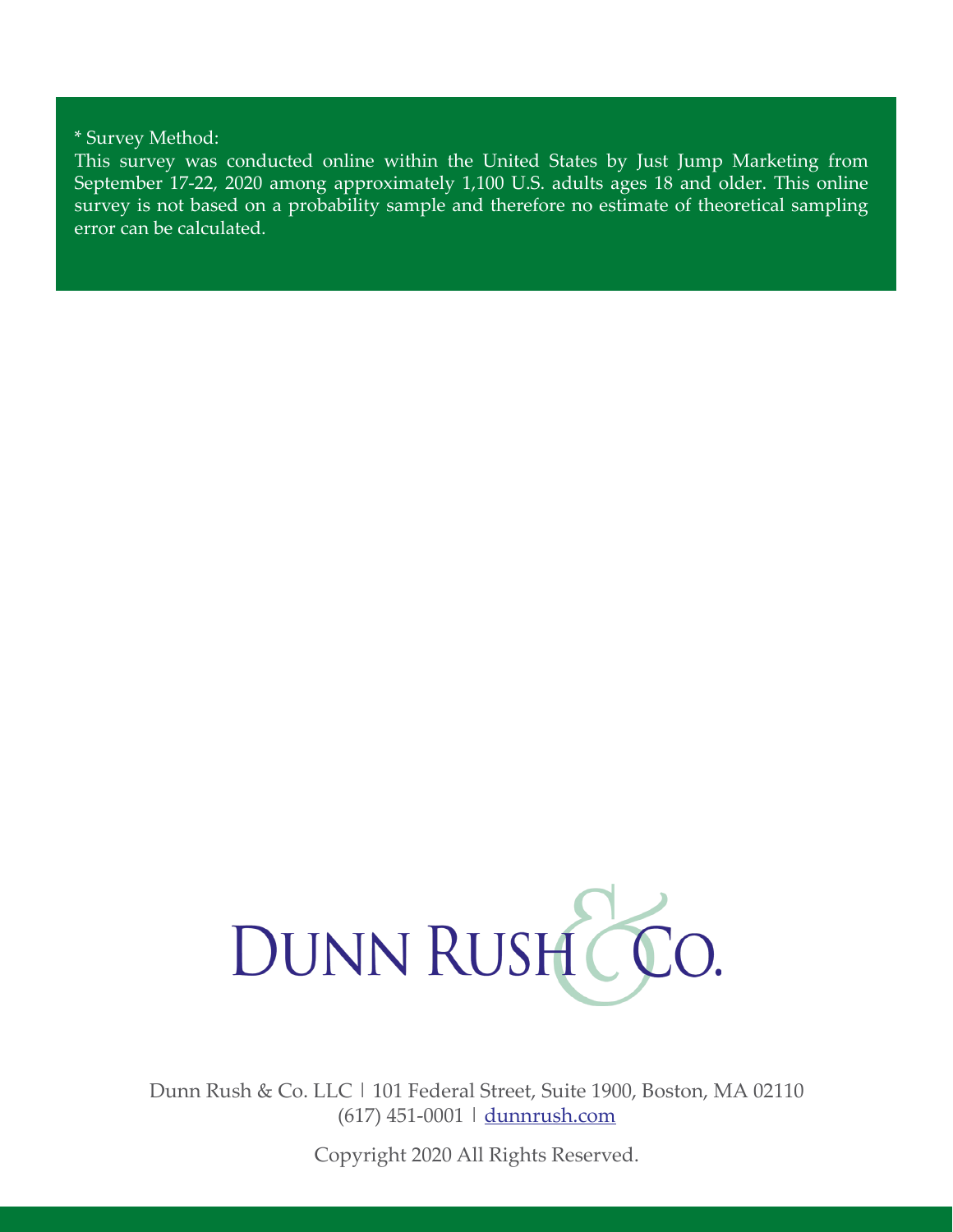* Survey Method:
This survey was conducted online within the United States by Just Jump Marketing from September 17-22, 2020 among approximately 1,100 U.S. adults ages 18 and older. This online survey is not based on a probability sample and therefore no estimate of theoretical sampling error can be calculated.

DUNN RUSH & CO.

Dunn Rush & Co. LLC | 101 Federal Street, Suite 1900, Boston, MA 02110
(617) 451-0001 | dunnrush.com

Copyright 2020 All Rights Reserved.